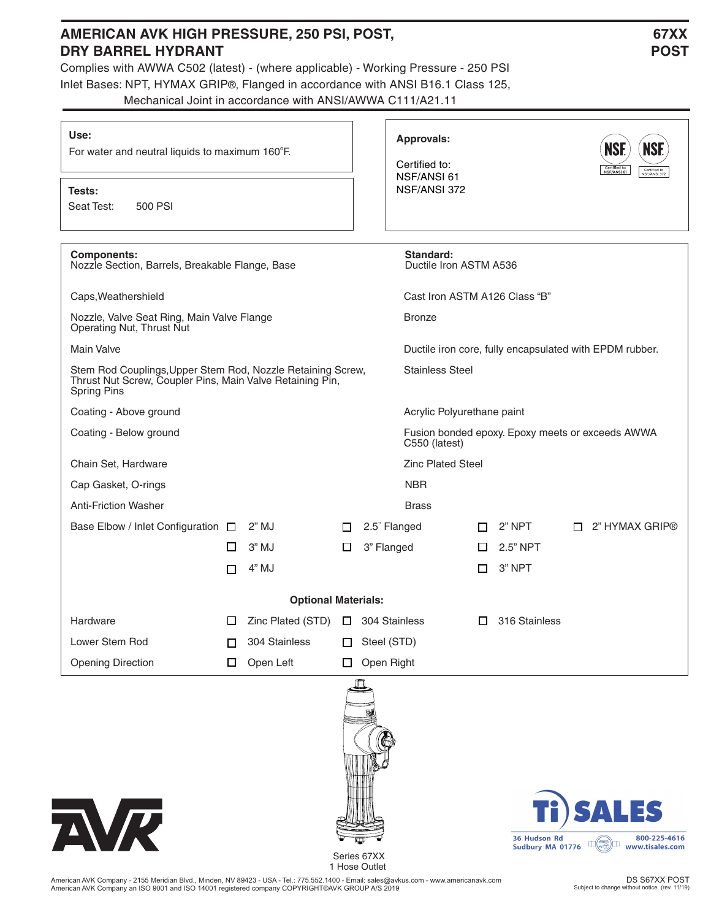# AMERICAN AVK HIGH PRESSURE, 250 PSI, POST, DRY BARREL HYDRANT

**67XX POST**

Complies with AWWA C502 (latest) - (where applicable) - Working Pressure - 250 PSI
Inlet Bases: NPT, HYMAX GRIP®, Flanged in accordance with ANSI B16.1 Class 125, Mechanical Joint in accordance with ANSI/AWWA C111/A21.11

**Use:**
For water and neutral liquids to maximum 160°F.

**Tests:**
Seat Test: 500 PSI

**Approvals:**
Certified to:
NSF/ANSI 61
NSF/ANSI 372

| Components: | Standard: |
|---|---|
| Nozzle Section, Barrels, Breakable Flange, Base | Ductile Iron ASTM A536 |
| Caps, Weathershield | Cast Iron ASTM A126 Class "B" |
| Nozzle, Valve Seat Ring, Main Valve Flange Operating Nut, Thrust Nut | Bronze |
| Main Valve | Ductile iron core, fully encapsulated with EPDM rubber. |
| Stem Rod Couplings, Upper Stem Rod, Nozzle Retaining Screw, Thrust Nut Screw, Coupler Pins, Main Valve Retaining Pin, Spring Pins | Stainless Steel |
| Coating - Above ground | Acrylic Polyurethane paint |
| Coating - Below ground | Fusion bonded epoxy. Epoxy meets or exceeds AWWA C550 (latest) |
| Chain Set, Hardware | Zinc Plated Steel |
| Cap Gasket, O-rings | NBR |
| Anti-Friction Washer | Brass |

| Base Elbow / Inlet Configuration | | | | |
|---|---|---|---|---|
| | ☐ 2" MJ | ☐ 2.5" Flanged | ☐ 2" NPT | ☐ 2" HYMAX GRIP® |
| | ☐ 3" MJ | ☐ 3" Flanged | ☐ 2.5" NPT | |
| | ☐ 4" MJ | | ☐ 3" NPT | |

**Optional Materials:**

| | | | |
|---|---|---|---|
| Hardware | ☐ Zinc Plated (STD) | ☐ 304 Stainless | ☐ 316 Stainless |
| Lower Stem Rod | ☐ 304 Stainless | ☐ Steel (STD) | |
| Opening Direction | ☐ Open Left | ☐ Open Right | |

Series 67XX
1 Hose Outlet

Ti SALES
36 Hudson Rd
Sudbury MA 01776
800-225-4616
www.tisales.com

American AVK Company - 2155 Meridian Blvd., Minden, NV 89423 - USA - Tel.: 775.552.1400 - Email: sales@avkus.com - www.americanavk.com
American AVK Company an ISO 9001 and ISO 14001 registered company COPYRIGHT©AVK GROUP A/S 2019

DS S67XX POST
Subject to change without notice. (rev. 11/19)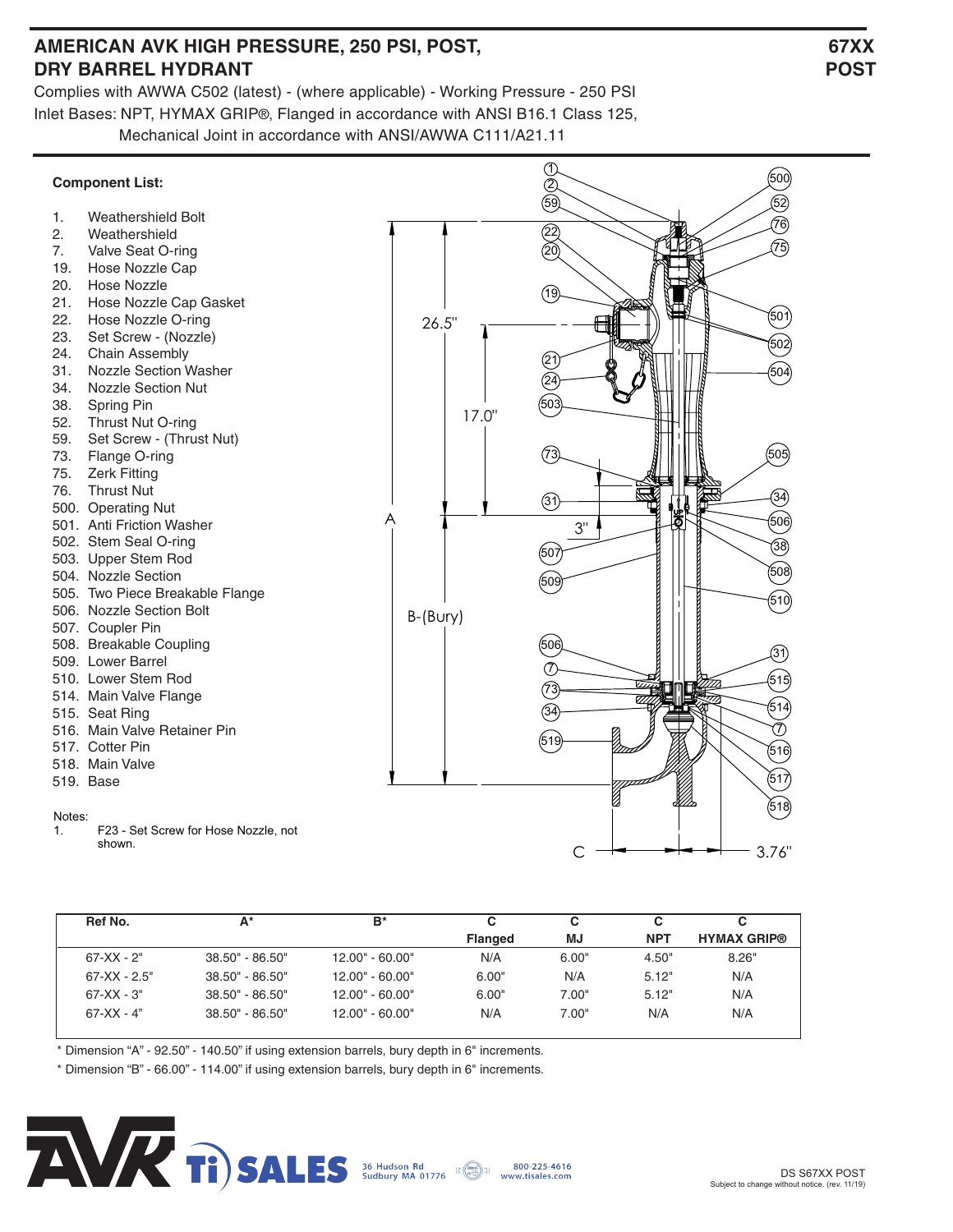# AMERICAN AVK HIGH PRESSURE, 250 PSI, POST, DRY BARREL HYDRANT

**67XX POST**

Complies with AWWA C502 (latest) - (where applicable) - Working Pressure - 250 PSI
Inlet Bases: NPT, HYMAX GRIP®, Flanged in accordance with ANSI B16.1 Class 125, Mechanical Joint in accordance with ANSI/AWWA C111/A21.11

**Component List:**

1. Weathershield Bolt
2. Weathershield
7. Valve Seat O-ring
19. Hose Nozzle Cap
20. Hose Nozzle
21. Hose Nozzle Cap Gasket
22. Hose Nozzle O-ring
23. Set Screw - (Nozzle)
24. Chain Assembly
31. Nozzle Section Washer
34. Nozzle Section Nut
38. Spring Pin
52. Thrust Nut O-ring
59. Set Screw - (Thrust Nut)
73. Flange O-ring
75. Zerk Fitting
76. Thrust Nut
500. Operating Nut
501. Anti Friction Washer
502. Stem Seal O-ring
503. Upper Stem Rod
504. Nozzle Section
505. Two Piece Breakable Flange
506. Nozzle Section Bolt
507. Coupler Pin
508. Breakable Coupling
509. Lower Barrel
510. Lower Stem Rod
514. Main Valve Flange
515. Seat Ring
516. Main Valve Retainer Pin
517. Cotter Pin
518. Main Valve
519. Base

Notes:
1. F23 - Set Screw for Hose Nozzle, not shown.

26.5"
17.0"
3"
A
B-(Bury)
C
3.76"

| Ref No. | A* | B* | C Flanged | C MJ | C NPT | C HYMAX GRIP® |
|---|---|---|---|---|---|---|
| 67-XX - 2" | 38.50" - 86.50" | 12.00" - 60.00" | N/A | 6.00" | 4.50" | 8.26" |
| 67-XX - 2.5" | 38.50" - 86.50" | 12.00" - 60.00" | 6.00" | N/A | 5.12" | N/A |
| 67-XX - 3" | 38.50" - 86.50" | 12.00" - 60.00" | 6.00" | 7.00" | 5.12" | N/A |
| 67-XX - 4" | 38.50" - 86.50" | 12.00" - 60.00" | N/A | 7.00" | N/A | N/A |

* Dimension "A" - 92.50" - 140.50" if using extension barrels, bury depth in 6" increments.

* Dimension "B" - 66.00" - 114.00" if using extension barrels, bury depth in 6" increments.

36 Hudson Rd
Sudbury MA 01776

800-225-4616
www.tisales.com

DS S67XX POST
Subject to change without notice. (rev. 11/19)